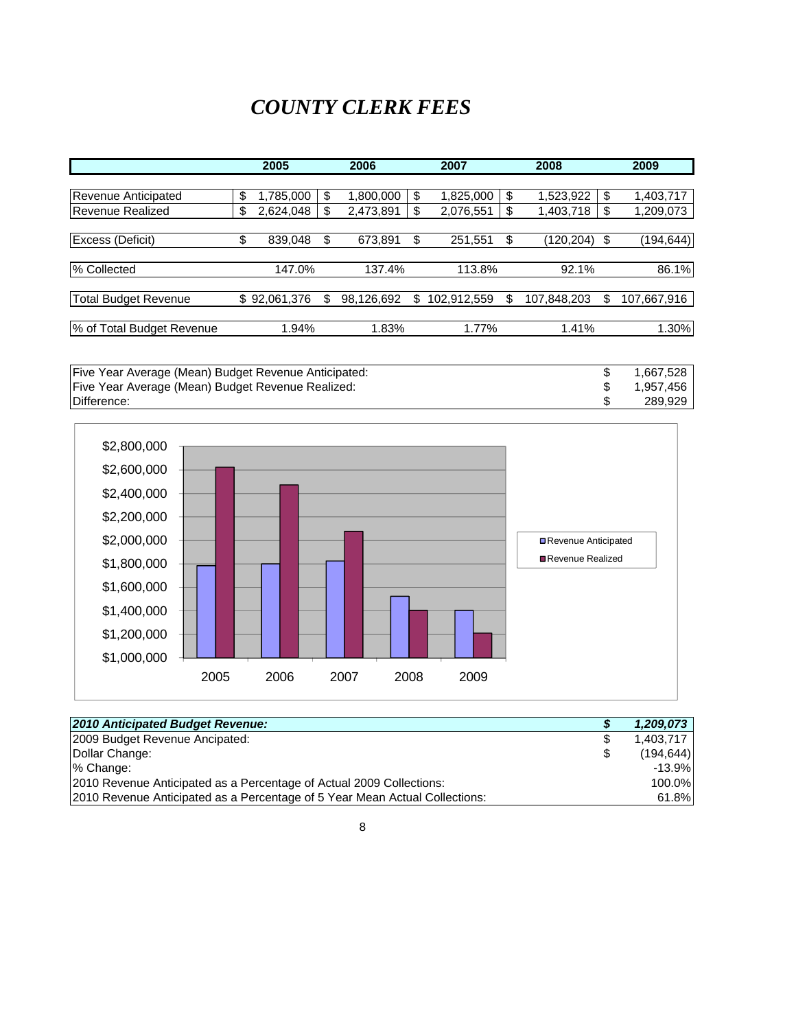# *COUNTY CLERK FEES*

| | 2005 | 2006 | 2007 | 2008 | 2009 |
|---|---|---|---|---|---|
| Revenue Anticipated | $ 1,785,000 | $ 1,800,000 | $ 1,825,000 | $ 1,523,922 | $ 1,403,717 |
| Revenue Realized | $ 2,624,048 | $ 2,473,891 | $ 2,076,551 | $ 1,403,718 | $ 1,209,073 |
| Excess (Deficit) | $ 839,048 | $ 673,891 | $ 251,551 | $ (120,204) | $ (194,644) |
| % Collected | 147.0% | 137.4% | 113.8% | 92.1% | 86.1% |
| Total Budget Revenue | $ 92,061,376 | $ 98,126,692 | $ 102,912,559 | $ 107,848,203 | $ 107,667,916 |
| % of Total Budget Revenue | 1.94% | 1.83% | 1.77% | 1.41% | 1.30% |

| | |
|---|---|
| Five Year Average (Mean) Budget Revenue Anticipated: | $ 1,667,528 |
| Five Year Average (Mean) Budget Revenue Realized: | $ 1,957,456 |
| Difference: | $ 289,929 |

| | |
|---|---|
| ***2010 Anticipated Budget Revenue:*** | ***$ 1,209,073*** |
| 2009 Budget Revenue Ancipated: | $ 1,403,717 |
| Dollar Change: | $ (194,644) |
| % Change: | -13.9% |
| 2010 Revenue Anticipated as a Percentage of Actual 2009 Collections: | 100.0% |
| 2010 Revenue Anticipated as a Percentage of 5 Year Mean Actual Collections: | 61.8% |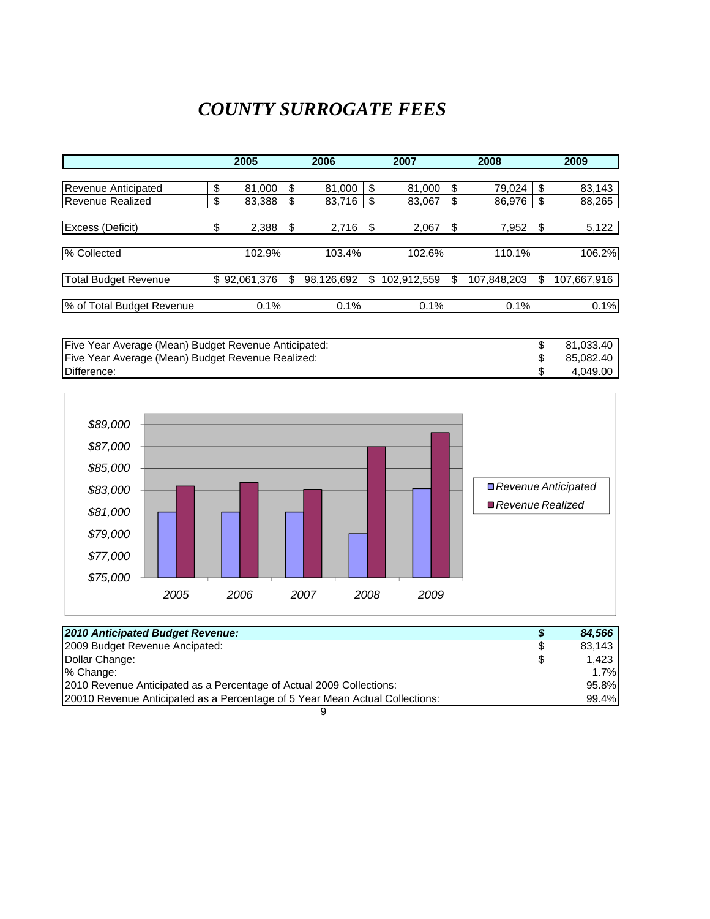# *COUNTY SURROGATE FEES*

| | 2005 | 2006 | 2007 | 2008 | 2009 |
|---|---|---|---|---|---|
| Revenue Anticipated | $ 81,000 | $ 81,000 | $ 81,000 | $ 79,024 | $ 83,143 |
| Revenue Realized | $ 83,388 | $ 83,716 | $ 83,067 | $ 86,976 | $ 88,265 |
| Excess (Deficit) | $ 2,388 | $ 2,716 | $ 2,067 | $ 7,952 | $ 5,122 |
| % Collected | 102.9% | 103.4% | 102.6% | 110.1% | 106.2% |
| Total Budget Revenue | $ 92,061,376 | $ 98,126,692 | $ 102,912,559 | $ 107,848,203 | $ 107,667,916 |
| % of Total Budget Revenue | 0.1% | 0.1% | 0.1% | 0.1% | 0.1% |

| | |
|---|---|
| Five Year Average (Mean) Budget Revenue Anticipated: | $ 81,033.40 |
| Five Year Average (Mean) Budget Revenue Realized: | $ 85,082.40 |
| Difference: | $ 4,049.00 |

| ***2010 Anticipated Budget Revenue:*** | ***$ 84,566*** |
|---|---|
| 2009 Budget Revenue Ancipated: | $ 83,143 |
| Dollar Change: | $ 1,423 |
| % Change: | 1.7% |
| 2010 Revenue Anticipated as a Percentage of Actual 2009 Collections: | 95.8% |
| 20010 Revenue Anticipated as a Percentage of 5 Year Mean Actual Collections: | 99.4% |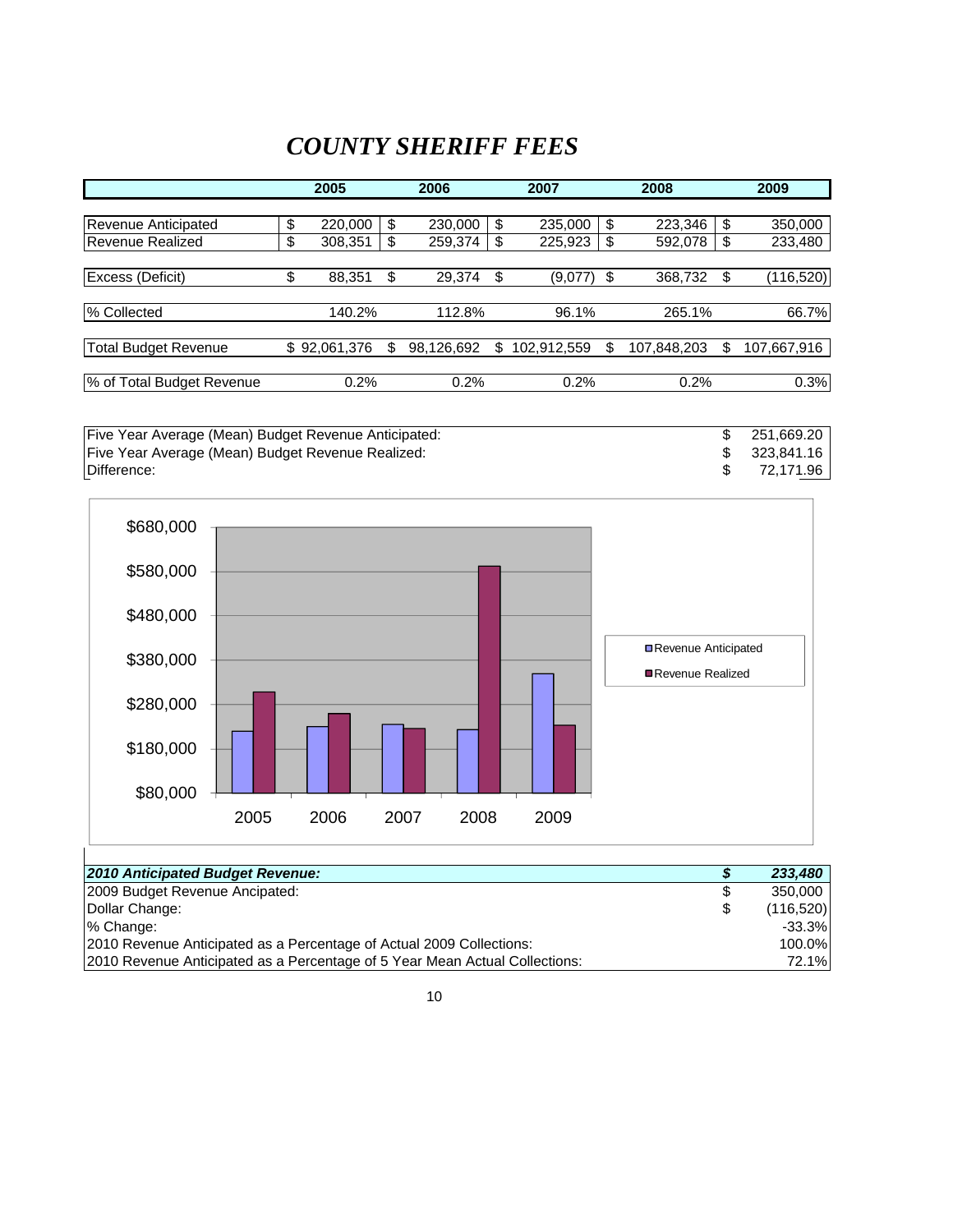# *COUNTY SHERIFF FEES*

| | 2005 | 2006 | 2007 | 2008 | 2009 |
|---|---|---|---|---|---|
| Revenue Anticipated | $ 220,000 | $ 230,000 | $ 235,000 | $ 223,346 | $ 350,000 |
| Revenue Realized | $ 308,351 | $ 259,374 | $ 225,923 | $ 592,078 | $ 233,480 |
| Excess (Deficit) | $ 88,351 | $ 29,374 | $ (9,077) | $ 368,732 | $ (116,520) |
| % Collected | 140.2% | 112.8% | 96.1% | 265.1% | 66.7% |
| Total Budget Revenue | $ 92,061,376 | $ 98,126,692 | $ 102,912,559 | $ 107,848,203 | $ 107,667,916 |
| % of Total Budget Revenue | 0.2% | 0.2% | 0.2% | 0.2% | 0.3% |

| | |
|---|---|
| Five Year Average (Mean) Budget Revenue Anticipated: | $ 251,669.20 |
| Five Year Average (Mean) Budget Revenue Realized: | $ 323,841.16 |
| Difference: | $ 72,171.96 |

| ***2010 Anticipated Budget Revenue:*** | ***$ 233,480*** |
|---|---|
| 2009 Budget Revenue Ancipated: | $ 350,000 |
| Dollar Change: | $ (116,520) |
| % Change: | -33.3% |
| 2010 Revenue Anticipated as a Percentage of Actual 2009 Collections: | 100.0% |
| 2010 Revenue Anticipated as a Percentage of 5 Year Mean Actual Collections: | 72.1% |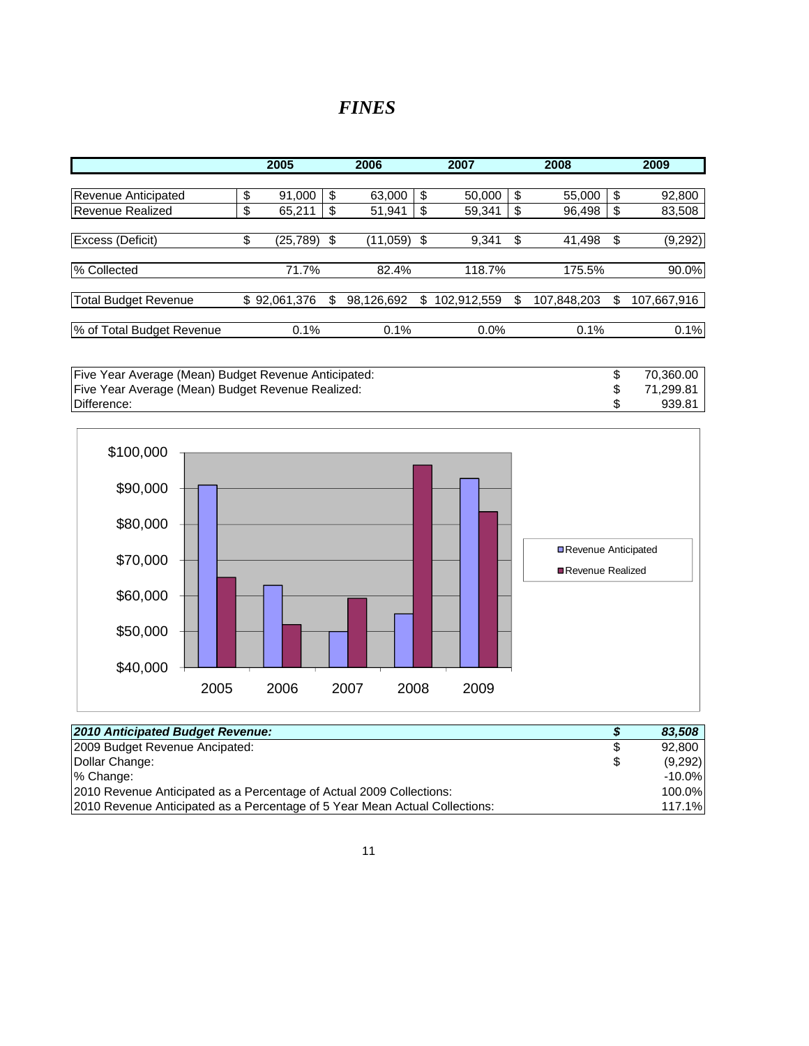# *FINES*

| | 2005 | 2006 | 2007 | 2008 | 2009 |
|---|---|---|---|---|---|
| Revenue Anticipated | $ 91,000 | $ 63,000 | $ 50,000 | $ 55,000 | $ 92,800 |
| Revenue Realized | $ 65,211 | $ 51,941 | $ 59,341 | $ 96,498 | $ 83,508 |
| Excess (Deficit) | $ (25,789) | $ (11,059) | $ 9,341 | $ 41,498 | $ (9,292) |
| % Collected | 71.7% | 82.4% | 118.7% | 175.5% | 90.0% |
| Total Budget Revenue | $ 92,061,376 | $ 98,126,692 | $ 102,912,559 | $ 107,848,203 | $ 107,667,916 |
| % of Total Budget Revenue | 0.1% | 0.1% | 0.0% | 0.1% | 0.1% |

| | |
|---|---|
| Five Year Average (Mean) Budget Revenue Anticipated: | $ 70,360.00 |
| Five Year Average (Mean) Budget Revenue Realized: | $ 71,299.81 |
| Difference: | $ 939.81 |

| Year | Revenue Anticipated | Revenue Realized |
|---|---|---|
| 2005 | $91,000 | $65,211 |
| 2006 | $63,000 | $51,941 |
| 2007 | $50,000 | $59,341 |
| 2008 | $55,000 | $96,498 |
| 2009 | $92,800 | $83,508 |

| ***2010 Anticipated Budget Revenue:*** | ***$ 83,508*** |
|---|---|
| 2009 Budget Revenue Ancipated: | $ 92,800 |
| Dollar Change: | $ (9,292) |
| % Change: | -10.0% |
| 2010 Revenue Anticipated as a Percentage of Actual 2009 Collections: | 100.0% |
| 2010 Revenue Anticipated as a Percentage of 5 Year Mean Actual Collections: | 117.1% |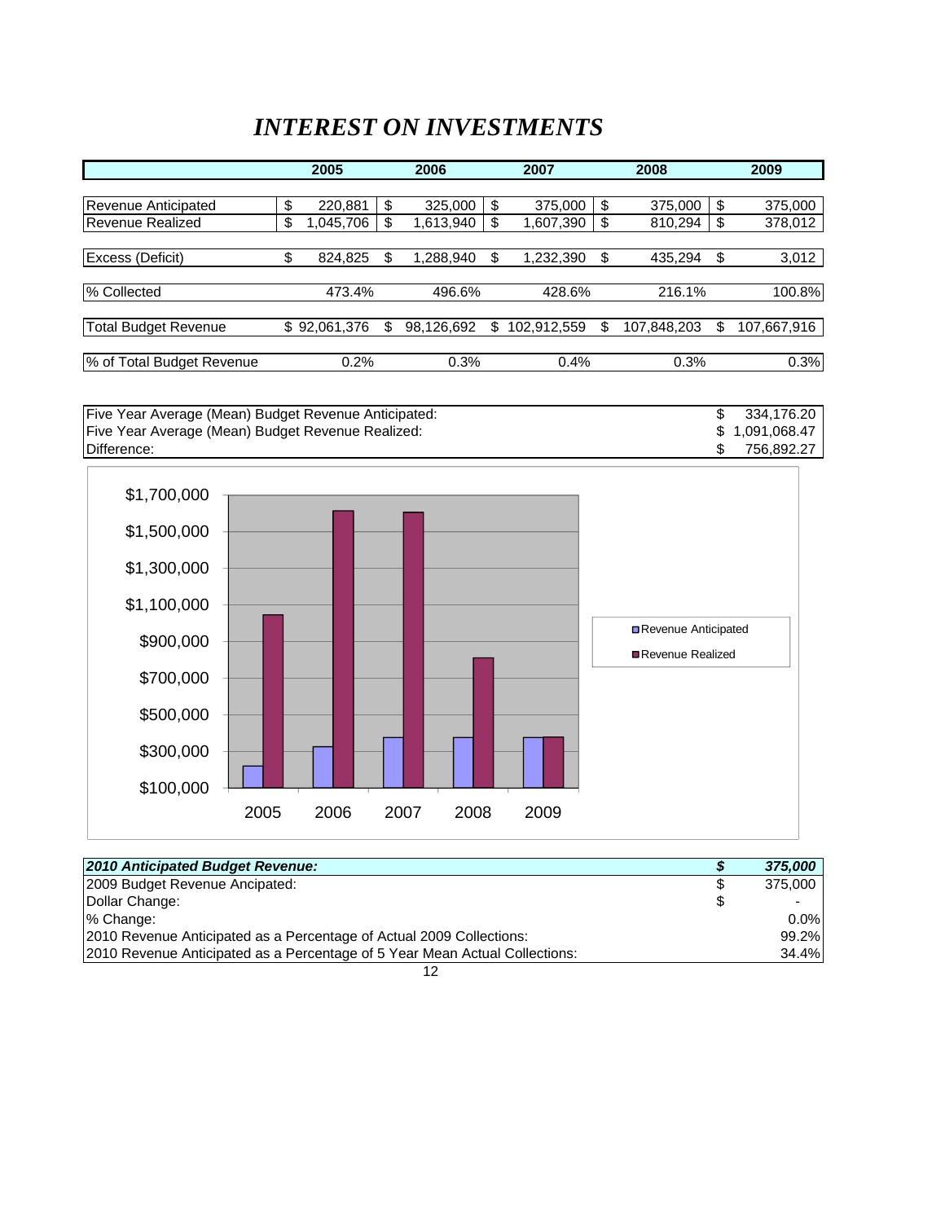# *INTEREST ON INVESTMENTS*

| | 2005 | 2006 | 2007 | 2008 | 2009 |
|---|---|---|---|---|---|
| Revenue Anticipated | $ 220,881 | $ 325,000 | $ 375,000 | $ 375,000 | $ 375,000 |
| Revenue Realized | $ 1,045,706 | $ 1,613,940 | $ 1,607,390 | $ 810,294 | $ 378,012 |
| Excess (Deficit) | $ 824,825 | $ 1,288,940 | $ 1,232,390 | $ 435,294 | $ 3,012 |
| % Collected | 473.4% | 496.6% | 428.6% | 216.1% | 100.8% |
| Total Budget Revenue | $ 92,061,376 | $ 98,126,692 | $ 102,912,559 | $ 107,848,203 | $ 107,667,916 |
| % of Total Budget Revenue | 0.2% | 0.3% | 0.4% | 0.3% | 0.3% |

| | |
|---|---|
| Five Year Average (Mean) Budget Revenue Anticipated: | $ 334,176.20 |
| Five Year Average (Mean) Budget Revenue Realized: | $ 1,091,068.47 |
| Difference: | $ 756,892.27 |

| | |
|---|---|
| ***2010 Anticipated Budget Revenue:*** | ***$ 375,000*** |
| 2009 Budget Revenue Ancipated: | $ 375,000 |
| Dollar Change: | $ - |
| % Change: | 0.0% |
| 2010 Revenue Anticipated as a Percentage of Actual 2009 Collections: | 99.2% |
| 2010 Revenue Anticipated as a Percentage of 5 Year Mean Actual Collections: | 34.4% |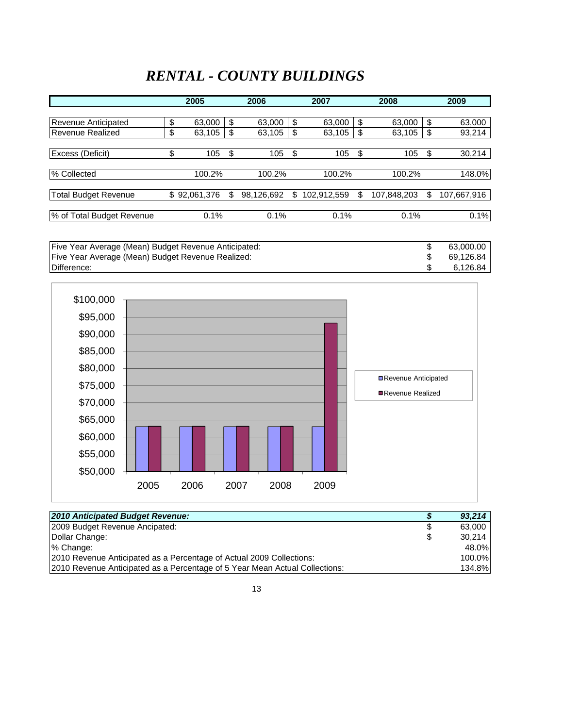# *RENTAL - COUNTY BUILDINGS*

| | 2005 | 2006 | 2007 | 2008 | 2009 |
|---|---|---|---|---|---|
| Revenue Anticipated | $ 63,000 | $ 63,000 | $ 63,000 | $ 63,000 | $ 63,000 |
| Revenue Realized | $ 63,105 | $ 63,105 | $ 63,105 | $ 63,105 | $ 93,214 |
| Excess (Deficit) | $ 105 | $ 105 | $ 105 | $ 105 | $ 30,214 |
| % Collected | 100.2% | 100.2% | 100.2% | 100.2% | 148.0% |
| Total Budget Revenue | $ 92,061,376 | $ 98,126,692 | $ 102,912,559 | $ 107,848,203 | $ 107,667,916 |
| % of Total Budget Revenue | 0.1% | 0.1% | 0.1% | 0.1% | 0.1% |

| | |
|---|---|
| Five Year Average (Mean) Budget Revenue Anticipated: | $ 63,000.00 |
| Five Year Average (Mean) Budget Revenue Realized: | $ 69,126.84 |
| Difference: | $ 6,126.84 |

| ***2010 Anticipated Budget Revenue:*** | ***$ 93,214*** |
|---|---|
| 2009 Budget Revenue Ancipated: | $ 63,000 |
| Dollar Change: | $ 30,214 |
| % Change: | 48.0% |
| 2010 Revenue Anticipated as a Percentage of Actual 2009 Collections: | 100.0% |
| 2010 Revenue Anticipated as a Percentage of 5 Year Mean Actual Collections: | 134.8% |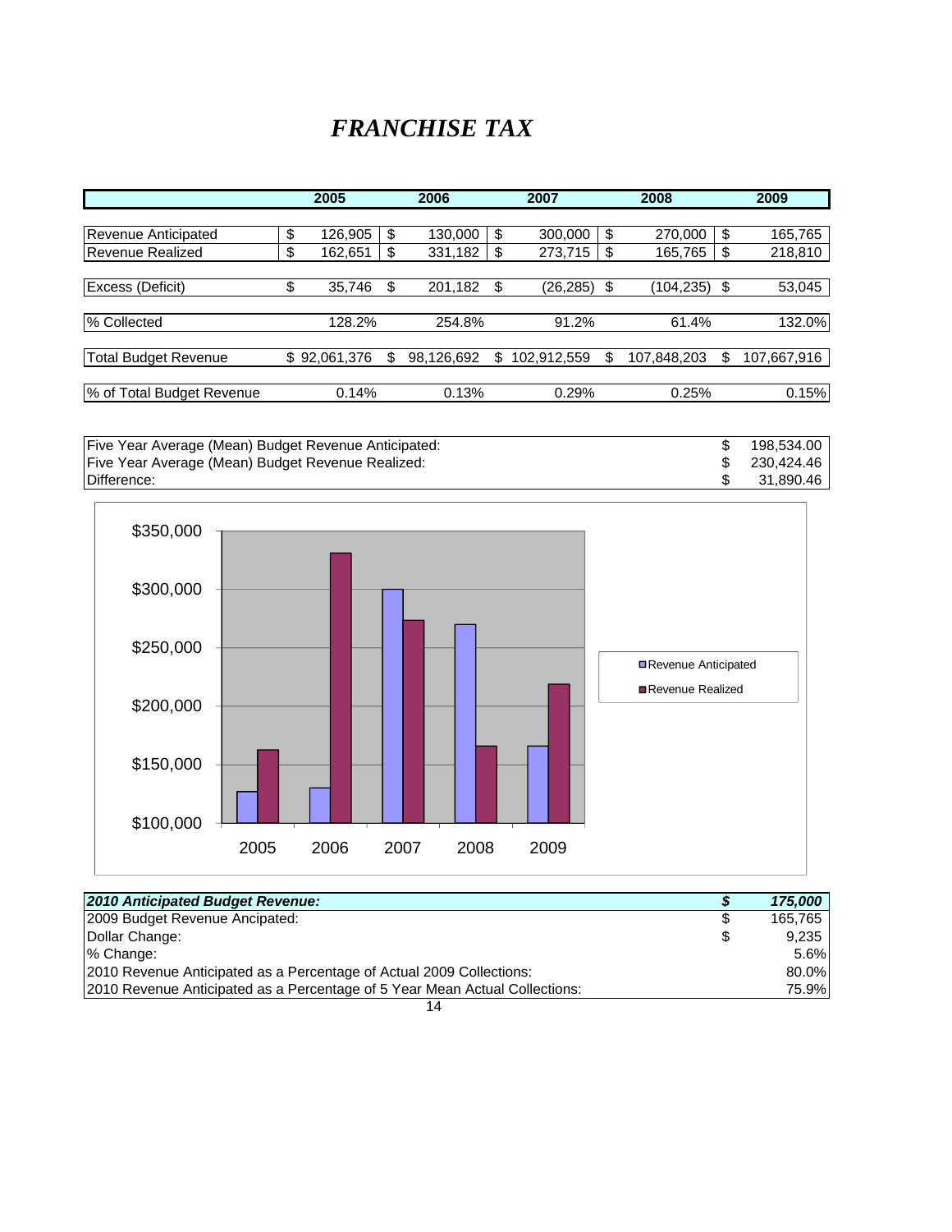# *FRANCHISE TAX*

| | 2005 | 2006 | 2007 | 2008 | 2009 |
|---|---|---|---|---|---|
| Revenue Anticipated | $ 126,905 | $ 130,000 | $ 300,000 | $ 270,000 | $ 165,765 |
| Revenue Realized | $ 162,651 | $ 331,182 | $ 273,715 | $ 165,765 | $ 218,810 |
| Excess (Deficit) | $ 35,746 | $ 201,182 | $ (26,285) | $ (104,235) | $ 53,045 |
| % Collected | 128.2% | 254.8% | 91.2% | 61.4% | 132.0% |
| Total Budget Revenue | $ 92,061,376 | $ 98,126,692 | $ 102,912,559 | $ 107,848,203 | $ 107,667,916 |
| % of Total Budget Revenue | 0.14% | 0.13% | 0.29% | 0.25% | 0.15% |

| | |
|---|---|
| Five Year Average (Mean) Budget Revenue Anticipated: | $ 198,534.00 |
| Five Year Average (Mean) Budget Revenue Realized: | $ 230,424.46 |
| Difference: | $ 31,890.46 |

| ***2010 Anticipated Budget Revenue:*** | ***$ 175,000*** |
|---|---|
| 2009 Budget Revenue Ancipated: | $ 165,765 |
| Dollar Change: | $ 9,235 |
| % Change: | 5.6% |
| 2010 Revenue Anticipated as a Percentage of Actual 2009 Collections: | 80.0% |
| 2010 Revenue Anticipated as a Percentage of 5 Year Mean Actual Collections: | 75.9% |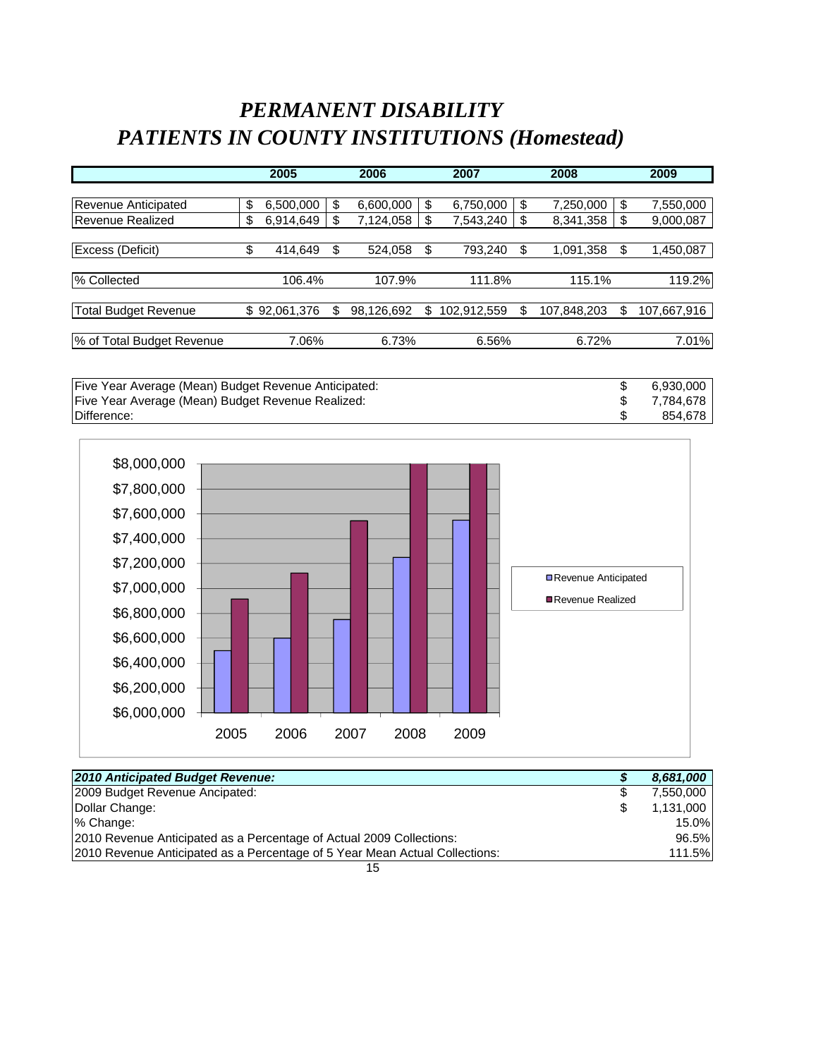# *PERMANENT DISABILITY*
# *PATIENTS IN COUNTY INSTITUTIONS (Homestead)*

| | 2005 | 2006 | 2007 | 2008 | 2009 |
|---|---|---|---|---|---|
| Revenue Anticipated | $ 6,500,000 | $ 6,600,000 | $ 6,750,000 | $ 7,250,000 | $ 7,550,000 |
| Revenue Realized | $ 6,914,649 | $ 7,124,058 | $ 7,543,240 | $ 8,341,358 | $ 9,000,087 |
| Excess (Deficit) | $ 414,649 | $ 524,058 | $ 793,240 | $ 1,091,358 | $ 1,450,087 |
| % Collected | 106.4% | 107.9% | 111.8% | 115.1% | 119.2% |
| Total Budget Revenue | $ 92,061,376 | $ 98,126,692 | $ 102,912,559 | $ 107,848,203 | $ 107,667,916 |
| % of Total Budget Revenue | 7.06% | 6.73% | 6.56% | 6.72% | 7.01% |

| | |
|---|---|
| Five Year Average (Mean) Budget Revenue Anticipated: | $ 6,930,000 |
| Five Year Average (Mean) Budget Revenue Realized: | $ 7,784,678 |
| Difference: | $ 854,678 |

| ***2010 Anticipated Budget Revenue:*** | ***$ 8,681,000*** |
|---|---|
| 2009 Budget Revenue Ancipated: | $ 7,550,000 |
| Dollar Change: | $ 1,131,000 |
| % Change: | 15.0% |
| 2010 Revenue Anticipated as a Percentage of Actual 2009 Collections: | 96.5% |
| 2010 Revenue Anticipated as a Percentage of 5 Year Mean Actual Collections: | 111.5% |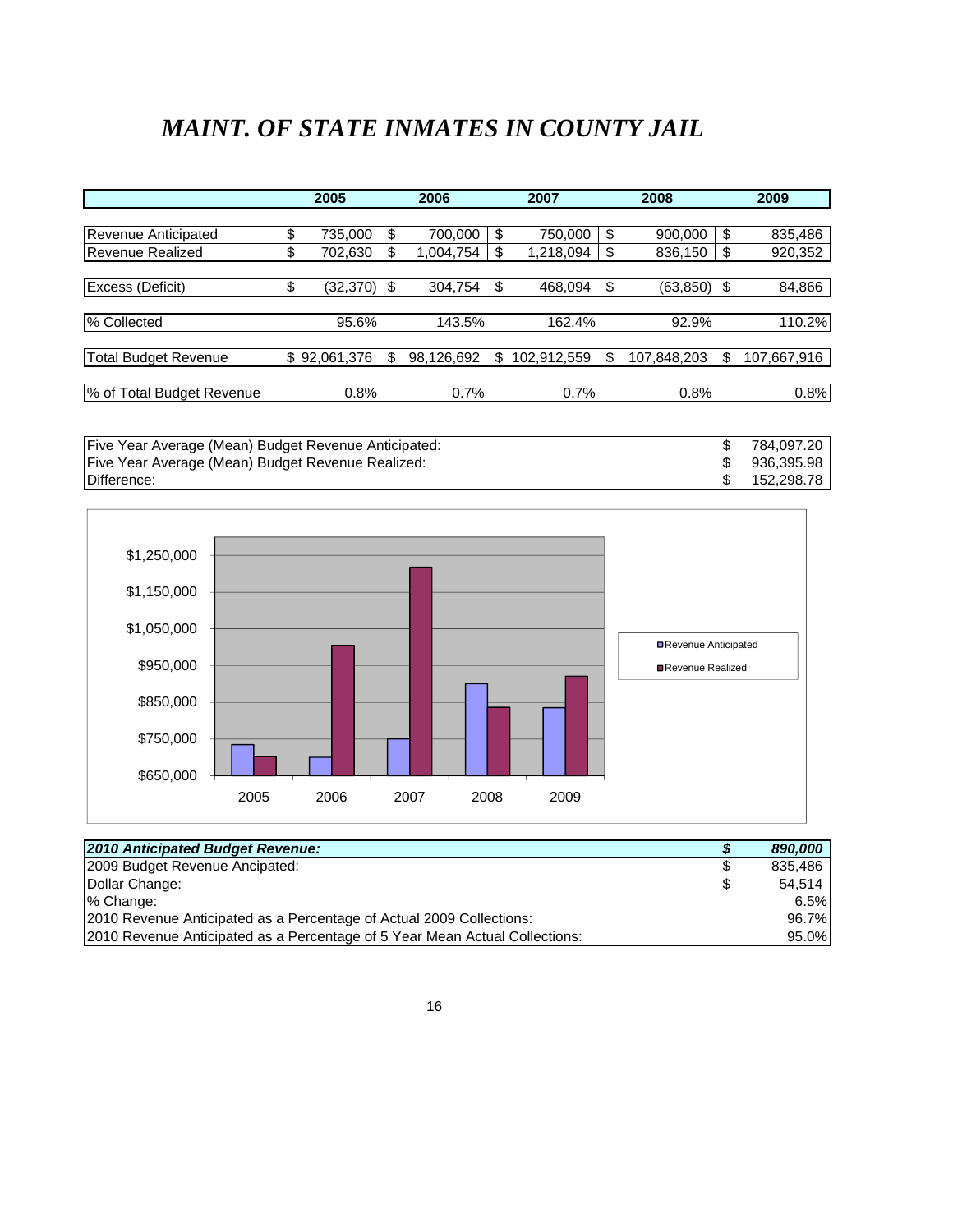# *MAINT. OF STATE INMATES IN COUNTY JAIL*

| | 2005 | 2006 | 2007 | 2008 | 2009 |
|---|---|---|---|---|---|
| Revenue Anticipated | $ 735,000 | $ 700,000 | $ 750,000 | $ 900,000 | $ 835,486 |
| Revenue Realized | $ 702,630 | $ 1,004,754 | $ 1,218,094 | $ 836,150 | $ 920,352 |
| Excess (Deficit) | $ (32,370) | $ 304,754 | $ 468,094 | $ (63,850) | $ 84,866 |
| % Collected | 95.6% | 143.5% | 162.4% | 92.9% | 110.2% |
| Total Budget Revenue | $ 92,061,376 | $ 98,126,692 | $ 102,912,559 | $ 107,848,203 | $ 107,667,916 |
| % of Total Budget Revenue | 0.8% | 0.7% | 0.7% | 0.8% | 0.8% |

| | |
|---|---|
| Five Year Average (Mean) Budget Revenue Anticipated: | $ 784,097.20 |
| Five Year Average (Mean) Budget Revenue Realized: | $ 936,395.98 |
| Difference: | $ 152,298.78 |

| ***2010 Anticipated Budget Revenue:*** | ***$ 890,000*** |
|---|---|
| 2009 Budget Revenue Ancipated: | $ 835,486 |
| Dollar Change: | $ 54,514 |
| % Change: | 6.5% |
| 2010 Revenue Anticipated as a Percentage of Actual 2009 Collections: | 96.7% |
| 2010 Revenue Anticipated as a Percentage of 5 Year Mean Actual Collections: | 95.0% |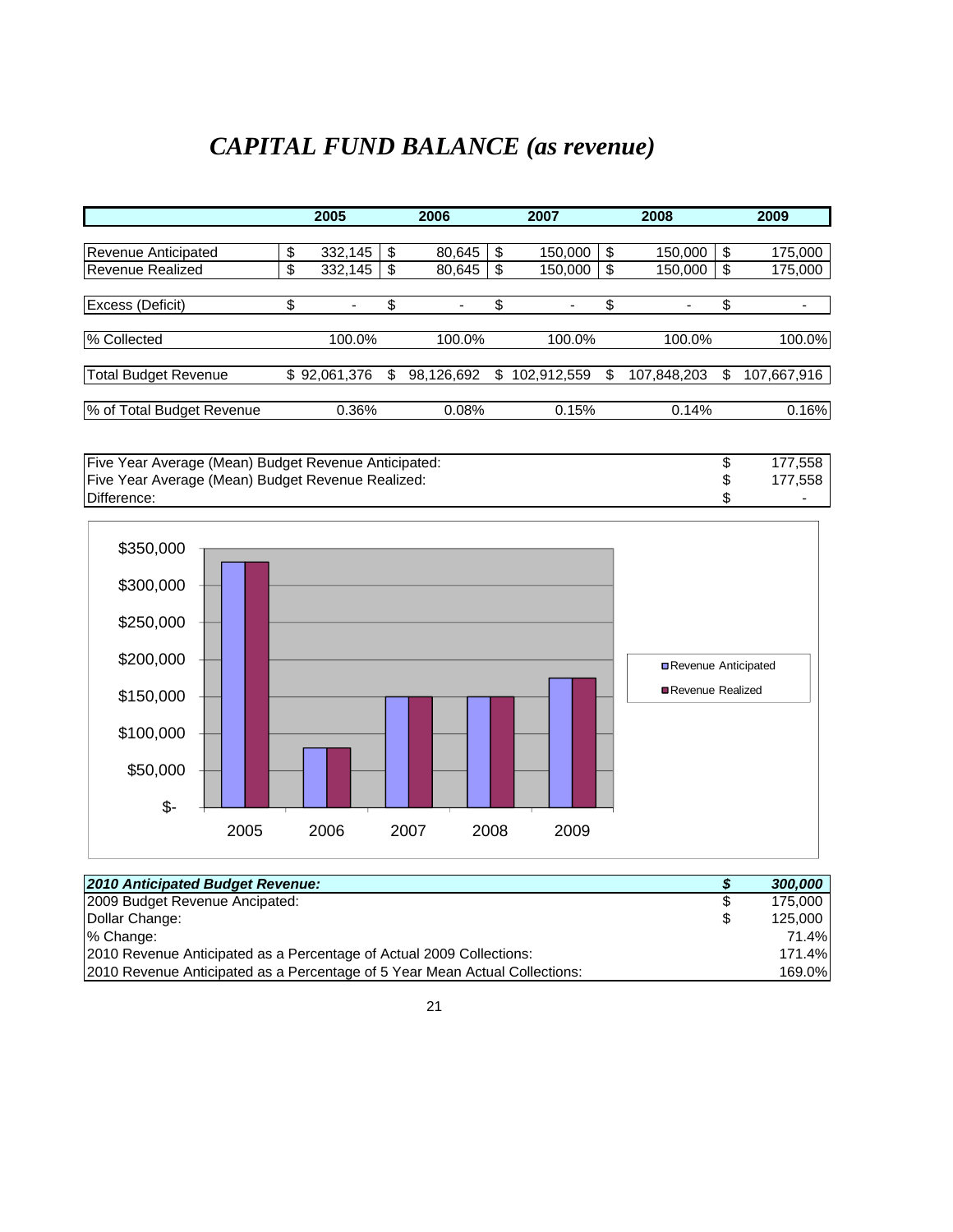# *CAPITAL FUND BALANCE (as revenue)*

| | 2005 | 2006 | 2007 | 2008 | 2009 |
|---|---|---|---|---|---|
| Revenue Anticipated | $ 332,145 | $ 80,645 | $ 150,000 | $ 150,000 | $ 175,000 |
| Revenue Realized | $ 332,145 | $ 80,645 | $ 150,000 | $ 150,000 | $ 175,000 |
| Excess (Deficit) | $ - | $ - | $ - | $ - | $ - |
| % Collected | 100.0% | 100.0% | 100.0% | 100.0% | 100.0% |
| Total Budget Revenue | $ 92,061,376 | $ 98,126,692 | $ 102,912,559 | $ 107,848,203 | $ 107,667,916 |
| % of Total Budget Revenue | 0.36% | 0.08% | 0.15% | 0.14% | 0.16% |

| | |
|---|---|
| Five Year Average (Mean) Budget Revenue Anticipated: | $ 177,558 |
| Five Year Average (Mean) Budget Revenue Realized: | $ 177,558 |
| Difference: | $ - |

| | |
|---|---|
| ***2010 Anticipated Budget Revenue:*** | ***$ 300,000*** |
| 2009 Budget Revenue Ancipated: | $ 175,000 |
| Dollar Change: | $ 125,000 |
| % Change: | 71.4% |
| 2010 Revenue Anticipated as a Percentage of Actual 2009 Collections: | 171.4% |
| 2010 Revenue Anticipated as a Percentage of 5 Year Mean Actual Collections: | 169.0% |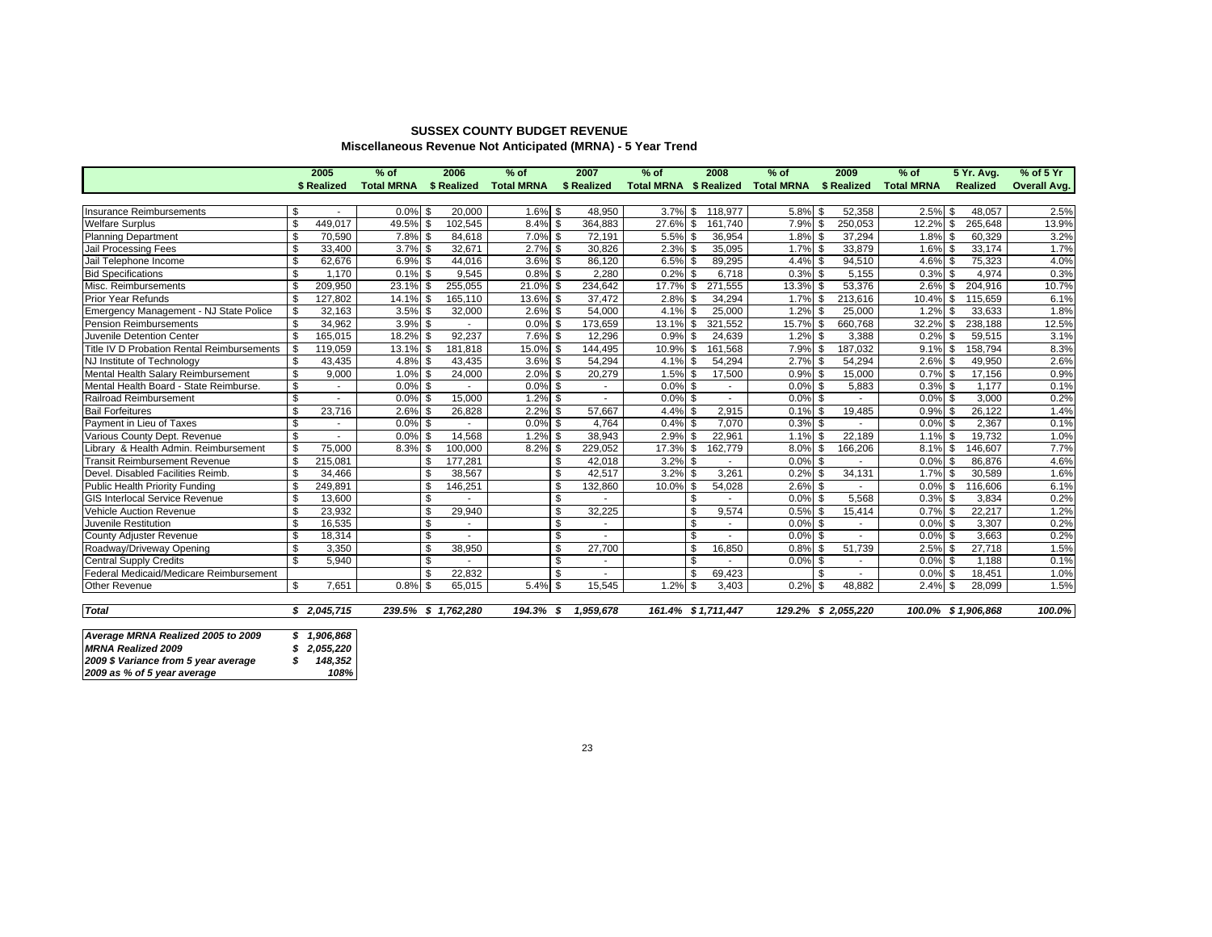## SUSSEX COUNTY BUDGET REVENUE

### Miscellaneous Revenue Not Anticipated (MRNA) - 5 Year Trend

| | 2005 $ Realized | % of Total MRNA | 2006 $ Realized | % of Total MRNA | 2007 $ Realized | % of Total MRNA | 2008 $ Realized | % of Total MRNA | 2009 $ Realized | % of Total MRNA | 5 Yr. Avg. Realized | % of 5 Yr Overall Avg. |
|---|---|---|---|---|---|---|---|---|---|---|---|---|
| Insurance Reimbursements | $ - | 0.0% | $ 20,000 | 1.6% | $ 48,950 | 3.7% | $ 118,977 | 5.8% | $ 52,358 | 2.5% | $ 48,057 | 2.5% |
| Welfare Surplus | $ 449,017 | 49.5% | $ 102,545 | 8.4% | $ 364,883 | 27.6% | $ 161,740 | 7.9% | $ 250,053 | 12.2% | $ 265,648 | 13.9% |
| Planning Department | $ 70,590 | 7.8% | $ 84,618 | 7.0% | $ 72,191 | 5.5% | $ 36,954 | 1.8% | $ 37,294 | 1.8% | $ 60,329 | 3.2% |
| Jail Processing Fees | $ 33,400 | 3.7% | $ 32,671 | 2.7% | $ 30,826 | 2.3% | $ 35,095 | 1.7% | $ 33,879 | 1.6% | $ 33,174 | 1.7% |
| Jail Telephone Income | $ 62,676 | 6.9% | $ 44,016 | 3.6% | $ 86,120 | 6.5% | $ 89,295 | 4.4% | $ 94,510 | 4.6% | $ 75,323 | 4.0% |
| Bid Specifications | $ 1,170 | 0.1% | $ 9,545 | 0.8% | $ 2,280 | 0.2% | $ 6,718 | 0.3% | $ 5,155 | 0.3% | $ 4,974 | 0.3% |
| Misc. Reimbursements | $ 209,950 | 23.1% | $ 255,055 | 21.0% | $ 234,642 | 17.7% | $ 271,555 | 13.3% | $ 53,376 | 2.6% | $ 204,916 | 10.7% |
| Prior Year Refunds | $ 127,802 | 14.1% | $ 165,110 | 13.6% | $ 37,472 | 2.8% | $ 34,294 | 1.7% | $ 213,616 | 10.4% | $ 115,659 | 6.1% |
| Emergency Management - NJ State Police | $ 32,163 | 3.5% | $ 32,000 | 2.6% | $ 54,000 | 4.1% | $ 25,000 | 1.2% | $ 25,000 | 1.2% | $ 33,633 | 1.8% |
| Pension Reimbursements | $ 34,962 | 3.9% | $ - | 0.0% | $ 173,659 | 13.1% | $ 321,552 | 15.7% | $ 660,768 | 32.2% | $ 238,188 | 12.5% |
| Juvenile Detention Center | $ 165,015 | 18.2% | $ 92,237 | 7.6% | $ 12,296 | 0.9% | $ 24,639 | 1.2% | $ 3,388 | 0.2% | $ 59,515 | 3.1% |
| Title IV D Probation Rental Reimbursements | $ 119,059 | 13.1% | $ 181,818 | 15.0% | $ 144,495 | 10.9% | $ 161,568 | 7.9% | $ 187,032 | 9.1% | $ 158,794 | 8.3% |
| NJ Institute of Technology | $ 43,435 | 4.8% | $ 43,435 | 3.6% | $ 54,294 | 4.1% | $ 54,294 | 2.7% | $ 54,294 | 2.6% | $ 49,950 | 2.6% |
| Mental Health Salary Reimbursement | $ 9,000 | 1.0% | $ 24,000 | 2.0% | $ 20,279 | 1.5% | $ 17,500 | 0.9% | $ 15,000 | 0.7% | $ 17,156 | 0.9% |
| Mental Health Board - State Reimburse. | $ - | 0.0% | $ - | 0.0% | $ - | 0.0% | $ - | 0.0% | $ 5,883 | 0.3% | $ 1,177 | 0.1% |
| Railroad Reimbursement | $ - | 0.0% | $ 15,000 | 1.2% | $ - | 0.0% | $ - | 0.0% | $ - | 0.0% | $ 3,000 | 0.2% |
| Bail Forfeitures | $ 23,716 | 2.6% | $ 26,828 | 2.2% | $ 57,667 | 4.4% | $ 2,915 | 0.1% | $ 19,485 | 0.9% | $ 26,122 | 1.4% |
| Payment in Lieu of Taxes | $ - | 0.0% | $ - | 0.0% | $ 4,764 | 0.4% | $ 7,070 | 0.3% | $ - | 0.0% | $ 2,367 | 0.1% |
| Various County Dept. Revenue | $ - | 0.0% | $ 14,568 | 1.2% | $ 38,943 | 2.9% | $ 22,961 | 1.1% | $ 22,189 | 1.1% | $ 19,732 | 1.0% |
| Library & Health Admin. Reimbursement | $ 75,000 | 8.3% | $ 100,000 | 8.2% | $ 229,052 | 17.3% | $ 162,779 | 8.0% | $ 166,206 | 8.1% | $ 146,607 | 7.7% |
| Transit Reimbursement Revenue | $ 215,081 | | $ 177,281 | | $ 42,018 | 3.2% | $ - | 0.0% | $ - | 0.0% | $ 86,876 | 4.6% |
| Devel. Disabled Facilities Reimb. | $ 34,466 | | $ 38,567 | | $ 42,517 | 3.2% | $ 3,261 | 0.2% | $ 34,131 | 1.7% | $ 30,589 | 1.6% |
| Public Health Priority Funding | $ 249,891 | | $ 146,251 | | $ 132,860 | 10.0% | $ 54,028 | 2.6% | $ - | 0.0% | $ 116,606 | 6.1% |
| GIS Interlocal Service Revenue | $ 13,600 | | $ - | | $ - | | $ - | 0.0% | $ 5,568 | 0.3% | $ 3,834 | 0.2% |
| Vehicle Auction Revenue | $ 23,932 | | $ 29,940 | | $ 32,225 | | $ 9,574 | 0.5% | $ 15,414 | 0.7% | $ 22,217 | 1.2% |
| Juvenile Restitution | $ 16,535 | | $ - | | $ - | | $ - | 0.0% | $ - | 0.0% | $ 3,307 | 0.2% |
| County Adjuster Revenue | $ 18,314 | | $ - | | $ - | | $ - | 0.0% | $ - | 0.0% | $ 3,663 | 0.2% |
| Roadway/Driveway Opening | $ 3,350 | | $ 38,950 | | $ 27,700 | | $ 16,850 | 0.8% | $ 51,739 | 2.5% | $ 27,718 | 1.5% |
| Central Supply Credits | $ 5,940 | | $ - | | $ - | | $ - | 0.0% | $ - | 0.0% | $ 1,188 | 0.1% |
| Federal Medicaid/Medicare Reimbursement | | | $ 22,832 | | $ - | | $ 69,423 | | $ - | 0.0% | $ 18,451 | 1.0% |
| Other Revenue | $ 7,651 | 0.8% | $ 65,015 | 5.4% | $ 15,545 | 1.2% | $ 3,403 | 0.2% | $ 48,882 | 2.4% | $ 28,099 | 1.5% |
| ***Total*** | ***$ 2,045,715*** | ***239.5%*** | ***$ 1,762,280*** | ***194.3%*** | ***$ 1,959,678*** | ***161.4%*** | ***$ 1,711,447*** | ***129.2%*** | ***$ 2,055,220*** | ***100.0%*** | ***$ 1,906,868*** | ***100.0%*** |

| | |
|---|---|
| ***Average MRNA Realized 2005 to 2009*** | ***$ 1,906,868*** |
| ***MRNA Realized 2009*** | ***$ 2,055,220*** |
| ***2009 $ Variance from 5 year average*** | ***$ 148,352*** |
| ***2009 as % of 5 year average*** | ***108%*** |